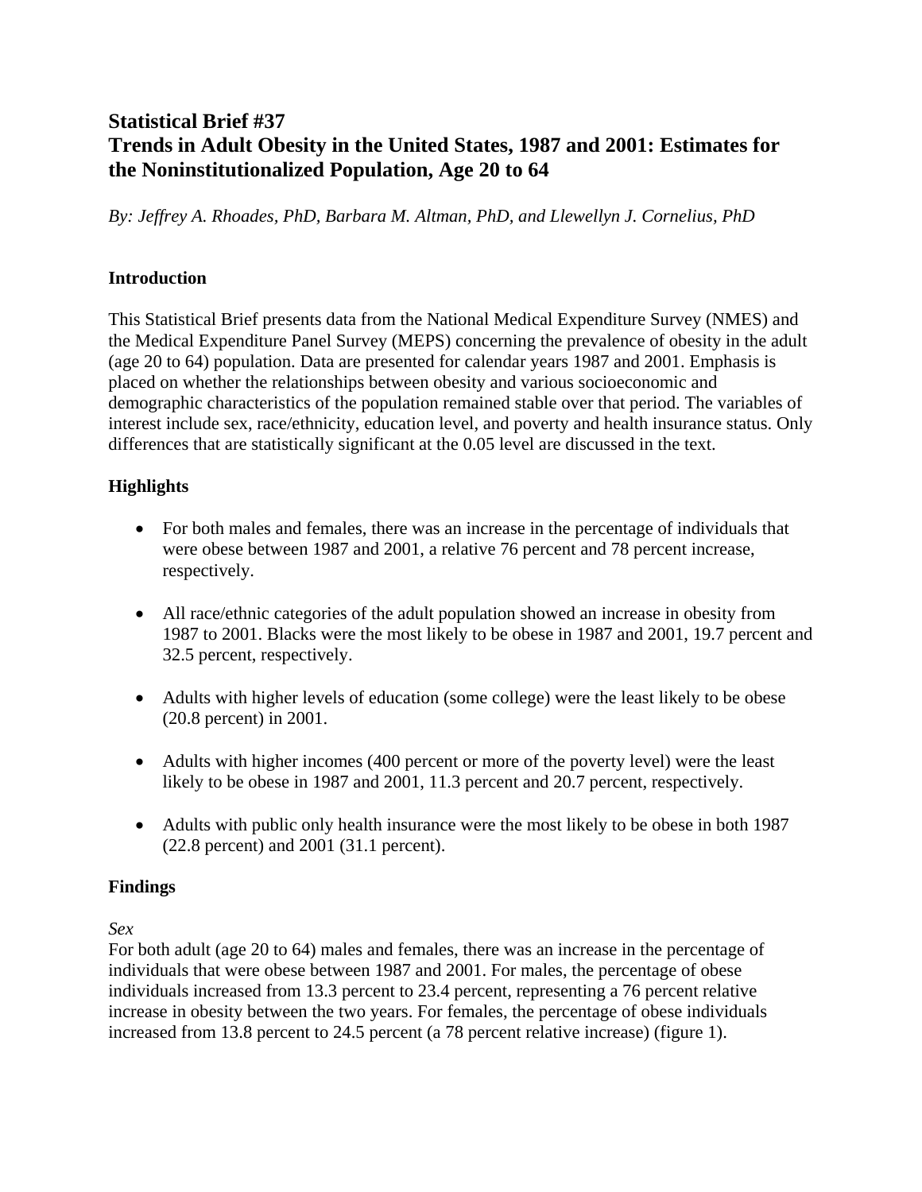# Statistical Brief #37
# Trends in Adult Obesity in the United States, 1987 and 2001: Estimates for the Noninstitutionalized Population, Age 20 to 64

*By: Jeffrey A. Rhoades, PhD, Barbara M. Altman, PhD, and Llewellyn J. Cornelius, PhD*

## Introduction

This Statistical Brief presents data from the National Medical Expenditure Survey (NMES) and the Medical Expenditure Panel Survey (MEPS) concerning the prevalence of obesity in the adult (age 20 to 64) population. Data are presented for calendar years 1987 and 2001. Emphasis is placed on whether the relationships between obesity and various socioeconomic and demographic characteristics of the population remained stable over that period. The variables of interest include sex, race/ethnicity, education level, and poverty and health insurance status. Only differences that are statistically significant at the 0.05 level are discussed in the text.

## Highlights

- For both males and females, there was an increase in the percentage of individuals that were obese between 1987 and 2001, a relative 76 percent and 78 percent increase, respectively.
- All race/ethnic categories of the adult population showed an increase in obesity from 1987 to 2001. Blacks were the most likely to be obese in 1987 and 2001, 19.7 percent and 32.5 percent, respectively.
- Adults with higher levels of education (some college) were the least likely to be obese (20.8 percent) in 2001.
- Adults with higher incomes (400 percent or more of the poverty level) were the least likely to be obese in 1987 and 2001, 11.3 percent and 20.7 percent, respectively.
- Adults with public only health insurance were the most likely to be obese in both 1987 (22.8 percent) and 2001 (31.1 percent).

## Findings

*Sex*

For both adult (age 20 to 64) males and females, there was an increase in the percentage of individuals that were obese between 1987 and 2001. For males, the percentage of obese individuals increased from 13.3 percent to 23.4 percent, representing a 76 percent relative increase in obesity between the two years. For females, the percentage of obese individuals increased from 13.8 percent to 24.5 percent (a 78 percent relative increase) (figure 1).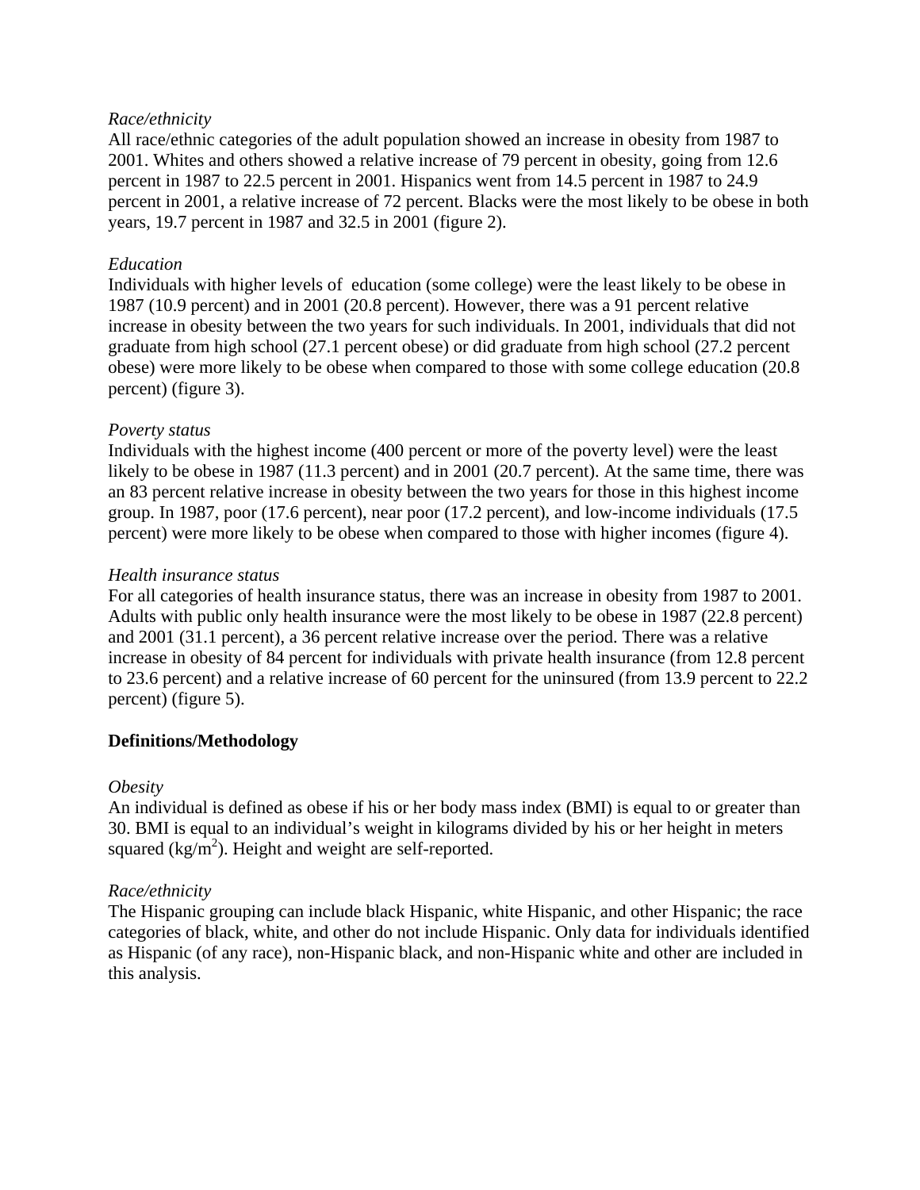*Race/ethnicity*
All race/ethnic categories of the adult population showed an increase in obesity from 1987 to 2001. Whites and others showed a relative increase of 79 percent in obesity, going from 12.6 percent in 1987 to 22.5 percent in 2001. Hispanics went from 14.5 percent in 1987 to 24.9 percent in 2001, a relative increase of 72 percent. Blacks were the most likely to be obese in both years, 19.7 percent in 1987 and 32.5 in 2001 (figure 2).

*Education*
Individuals with higher levels of education (some college) were the least likely to be obese in 1987 (10.9 percent) and in 2001 (20.8 percent). However, there was a 91 percent relative increase in obesity between the two years for such individuals. In 2001, individuals that did not graduate from high school (27.1 percent obese) or did graduate from high school (27.2 percent obese) were more likely to be obese when compared to those with some college education (20.8 percent) (figure 3).

*Poverty status*
Individuals with the highest income (400 percent or more of the poverty level) were the least likely to be obese in 1987 (11.3 percent) and in 2001 (20.7 percent). At the same time, there was an 83 percent relative increase in obesity between the two years for those in this highest income group. In 1987, poor (17.6 percent), near poor (17.2 percent), and low-income individuals (17.5 percent) were more likely to be obese when compared to those with higher incomes (figure 4).

*Health insurance status*
For all categories of health insurance status, there was an increase in obesity from 1987 to 2001. Adults with public only health insurance were the most likely to be obese in 1987 (22.8 percent) and 2001 (31.1 percent), a 36 percent relative increase over the period. There was a relative increase in obesity of 84 percent for individuals with private health insurance (from 12.8 percent to 23.6 percent) and a relative increase of 60 percent for the uninsured (from 13.9 percent to 22.2 percent) (figure 5).

**Definitions/Methodology**

*Obesity*
An individual is defined as obese if his or her body mass index (BMI) is equal to or greater than 30. BMI is equal to an individual's weight in kilograms divided by his or her height in meters squared ($kg/m^2$). Height and weight are self-reported.

*Race/ethnicity*
The Hispanic grouping can include black Hispanic, white Hispanic, and other Hispanic; the race categories of black, white, and other do not include Hispanic. Only data for individuals identified as Hispanic (of any race), non-Hispanic black, and non-Hispanic white and other are included in this analysis.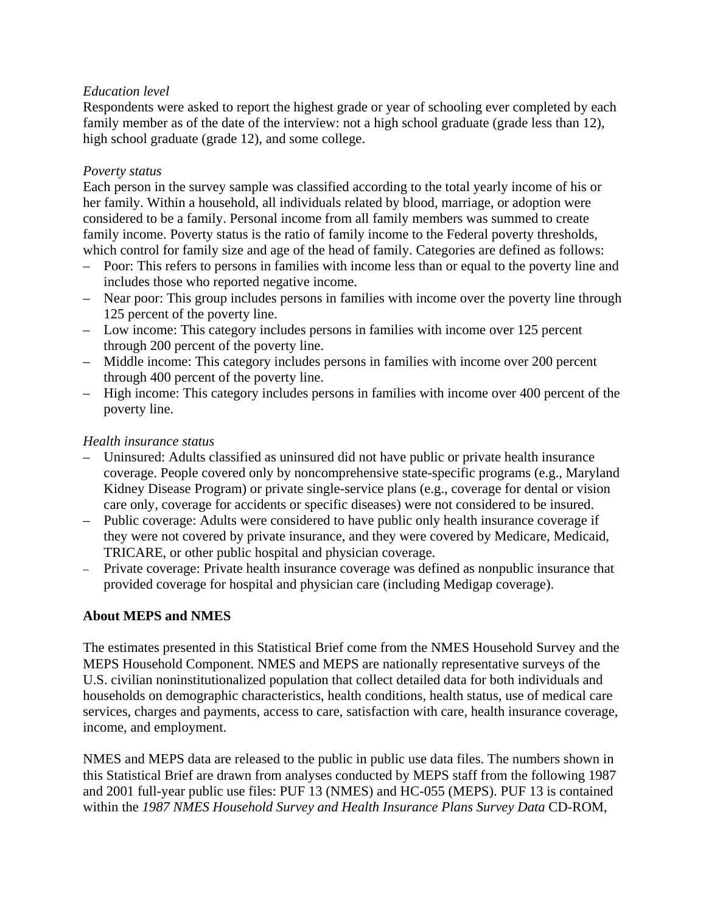*Education level*
Respondents were asked to report the highest grade or year of schooling ever completed by each family member as of the date of the interview: not a high school graduate (grade less than 12), high school graduate (grade 12), and some college.

*Poverty status*
Each person in the survey sample was classified according to the total yearly income of his or her family. Within a household, all individuals related by blood, marriage, or adoption were considered to be a family. Personal income from all family members was summed to create family income. Poverty status is the ratio of family income to the Federal poverty thresholds, which control for family size and age of the head of family. Categories are defined as follows:

- Poor: This refers to persons in families with income less than or equal to the poverty line and includes those who reported negative income.
- Near poor: This group includes persons in families with income over the poverty line through 125 percent of the poverty line.
- Low income: This category includes persons in families with income over 125 percent through 200 percent of the poverty line.
- Middle income: This category includes persons in families with income over 200 percent through 400 percent of the poverty line.
- High income: This category includes persons in families with income over 400 percent of the poverty line.

*Health insurance status*

- Uninsured: Adults classified as uninsured did not have public or private health insurance coverage. People covered only by noncomprehensive state-specific programs (e.g., Maryland Kidney Disease Program) or private single-service plans (e.g., coverage for dental or vision care only, coverage for accidents or specific diseases) were not considered to be insured.
- Public coverage: Adults were considered to have public only health insurance coverage if they were not covered by private insurance, and they were covered by Medicare, Medicaid, TRICARE, or other public hospital and physician coverage.
- Private coverage: Private health insurance coverage was defined as nonpublic insurance that provided coverage for hospital and physician care (including Medigap coverage).

**About MEPS and NMES**

The estimates presented in this Statistical Brief come from the NMES Household Survey and the MEPS Household Component. NMES and MEPS are nationally representative surveys of the U.S. civilian noninstitutionalized population that collect detailed data for both individuals and households on demographic characteristics, health conditions, health status, use of medical care services, charges and payments, access to care, satisfaction with care, health insurance coverage, income, and employment.

NMES and MEPS data are released to the public in public use data files. The numbers shown in this Statistical Brief are drawn from analyses conducted by MEPS staff from the following 1987 and 2001 full-year public use files: PUF 13 (NMES) and HC-055 (MEPS). PUF 13 is contained within the *1987 NMES Household Survey and Health Insurance Plans Survey Data* CD-ROM,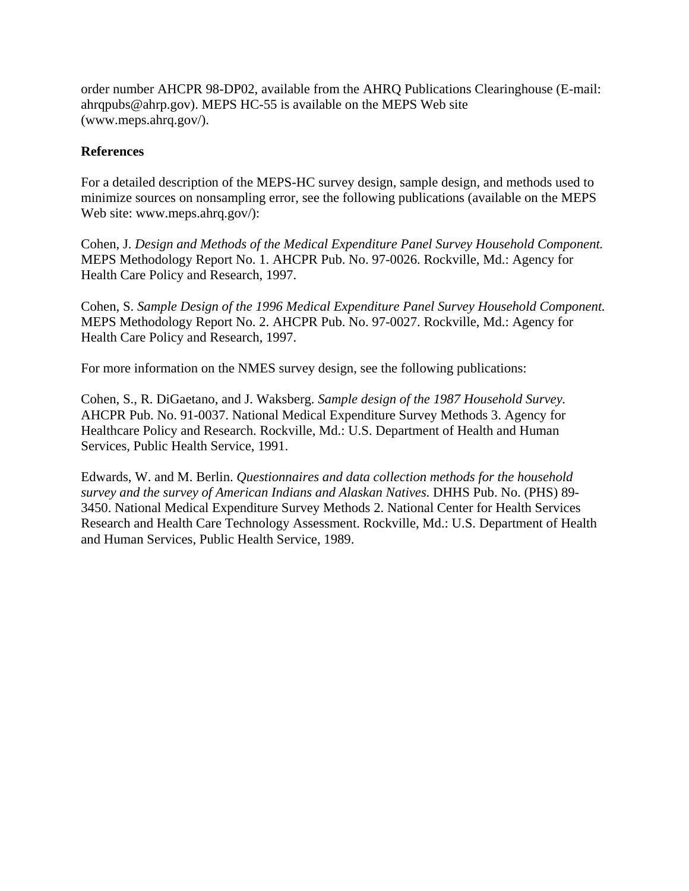order number AHCPR 98-DP02, available from the AHRQ Publications Clearinghouse (E-mail: ahrqpubs@ahrp.gov). MEPS HC-55 is available on the MEPS Web site (www.meps.ahrq.gov/).

**References**

For a detailed description of the MEPS-HC survey design, sample design, and methods used to minimize sources on nonsampling error, see the following publications (available on the MEPS Web site: www.meps.ahrq.gov/):

Cohen, J. *Design and Methods of the Medical Expenditure Panel Survey Household Component.* MEPS Methodology Report No. 1. AHCPR Pub. No. 97-0026. Rockville, Md.: Agency for Health Care Policy and Research, 1997.

Cohen, S. *Sample Design of the 1996 Medical Expenditure Panel Survey Household Component.* MEPS Methodology Report No. 2. AHCPR Pub. No. 97-0027. Rockville, Md.: Agency for Health Care Policy and Research, 1997.

For more information on the NMES survey design, see the following publications:

Cohen, S., R. DiGaetano, and J. Waksberg. *Sample design of the 1987 Household Survey.* AHCPR Pub. No. 91-0037. National Medical Expenditure Survey Methods 3. Agency for Healthcare Policy and Research. Rockville, Md.: U.S. Department of Health and Human Services, Public Health Service, 1991.

Edwards, W. and M. Berlin. *Questionnaires and data collection methods for the household survey and the survey of American Indians and Alaskan Natives.* DHHS Pub. No. (PHS) 89-3450. National Medical Expenditure Survey Methods 2. National Center for Health Services Research and Health Care Technology Assessment. Rockville, Md.: U.S. Department of Health and Human Services, Public Health Service, 1989.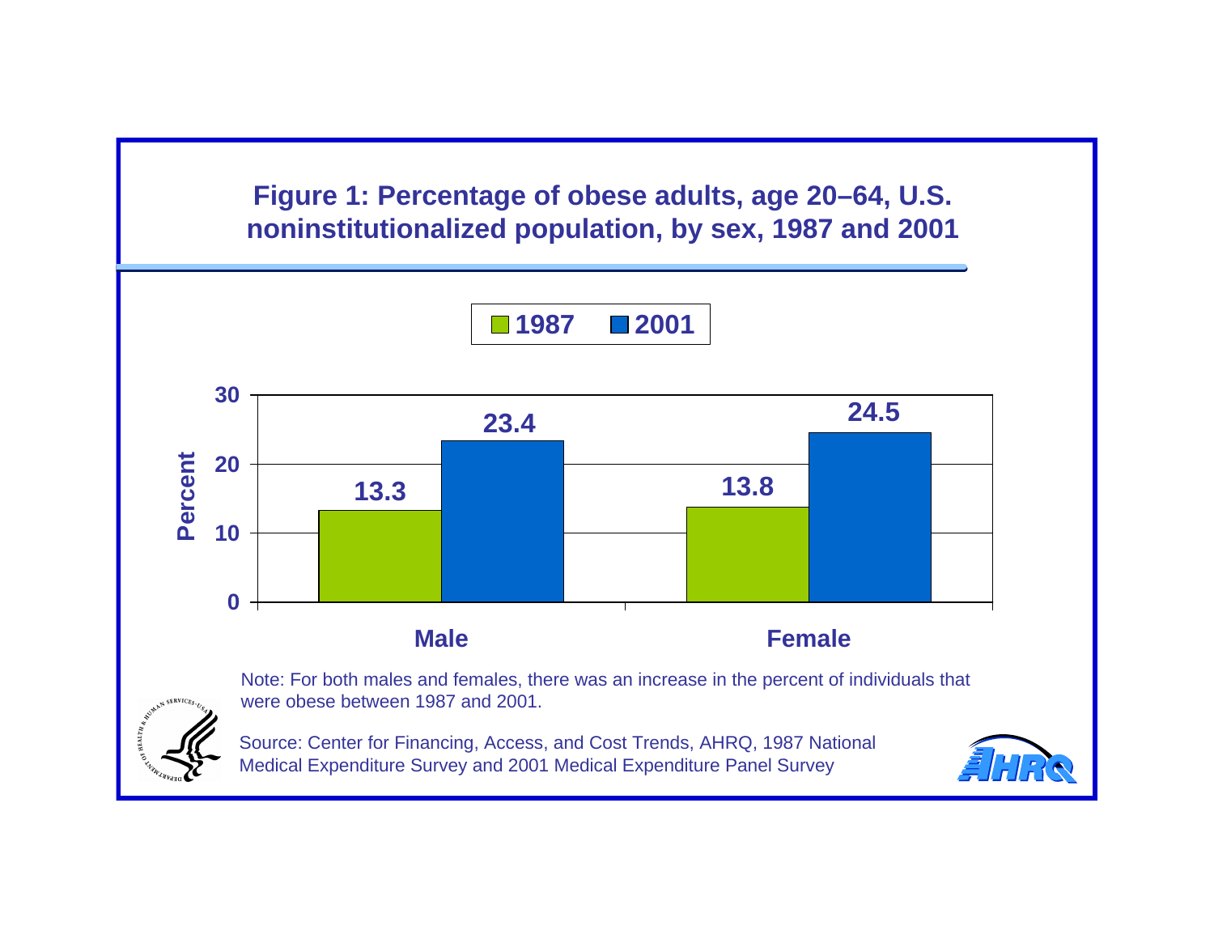## Figure 1: Percentage of obese adults, age 20–64, U.S. noninstitutionalized population, by sex, 1987 and 2001

| Sex | 1987 | 2001 |
| --- | --- | --- |
| Male | 13.3 | 23.4 |
| Female | 13.8 | 24.5 |

Note: For both males and females, there was an increase in the percent of individuals that were obese between 1987 and 2001.

Source: Center for Financing, Access, and Cost Trends, AHRQ, 1987 National Medical Expenditure Survey and 2001 Medical Expenditure Panel Survey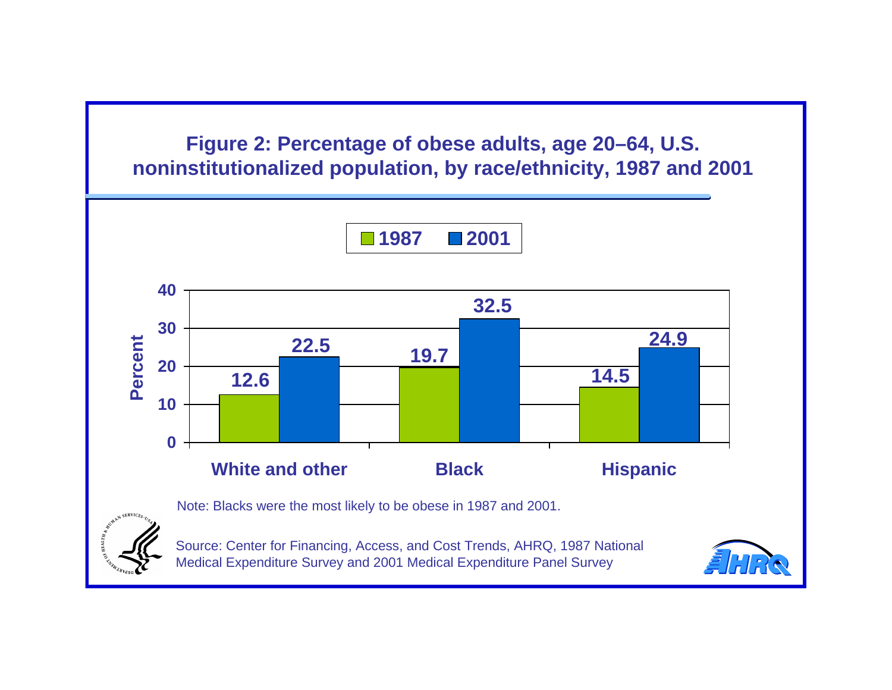## Figure 2: Percentage of obese adults, age 20–64, U.S. noninstitutionalized population, by race/ethnicity, 1987 and 2001

| Race/ethnicity | 1987 | 2001 |
| --- | --- | --- |
| White and other | 12.6 | 22.5 |
| Black | 19.7 | 32.5 |
| Hispanic | 14.5 | 24.9 |

Note: Blacks were the most likely to be obese in 1987 and 2001.

Source: Center for Financing, Access, and Cost Trends, AHRQ, 1987 National Medical Expenditure Survey and 2001 Medical Expenditure Panel Survey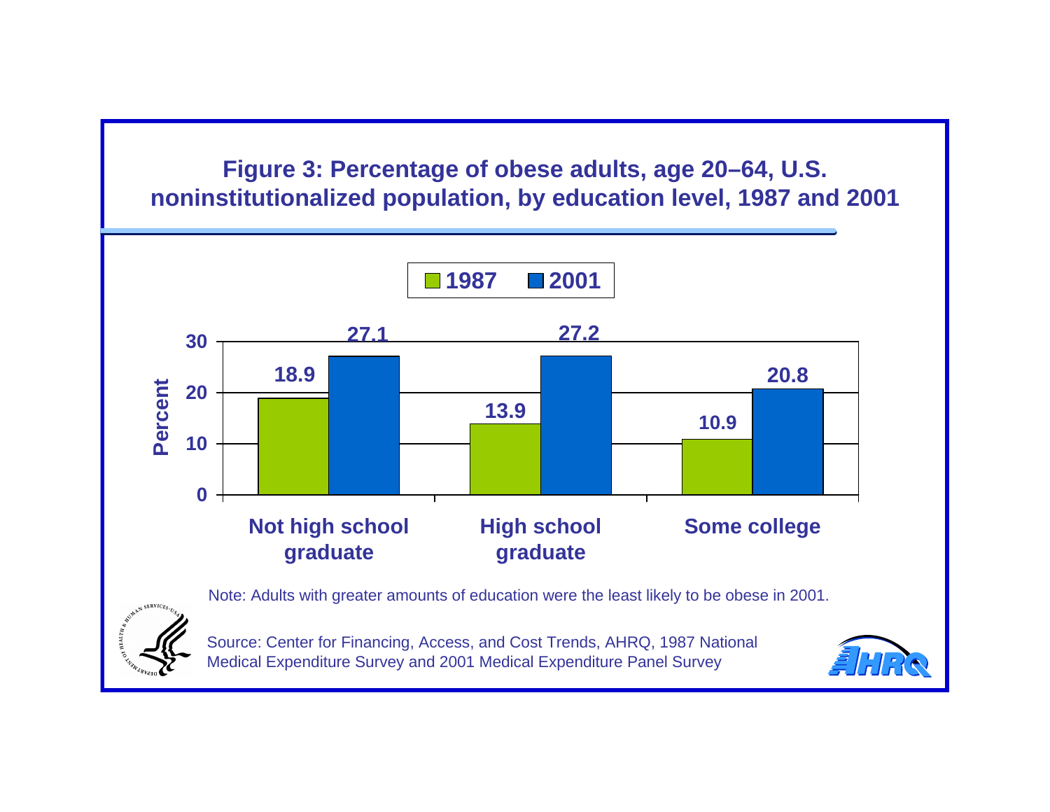## Figure 3: Percentage of obese adults, age 20–64, U.S. noninstitutionalized population, by education level, 1987 and 2001

| Education level | 1987 | 2001 |
|---|---|---|
| Not high school graduate | 18.9 | 27.1 |
| High school graduate | 13.9 | 27.2 |
| Some college | 10.9 | 20.8 |

Note: Adults with greater amounts of education were the least likely to be obese in 2001.

Source: Center for Financing, Access, and Cost Trends, AHRQ, 1987 National Medical Expenditure Survey and 2001 Medical Expenditure Panel Survey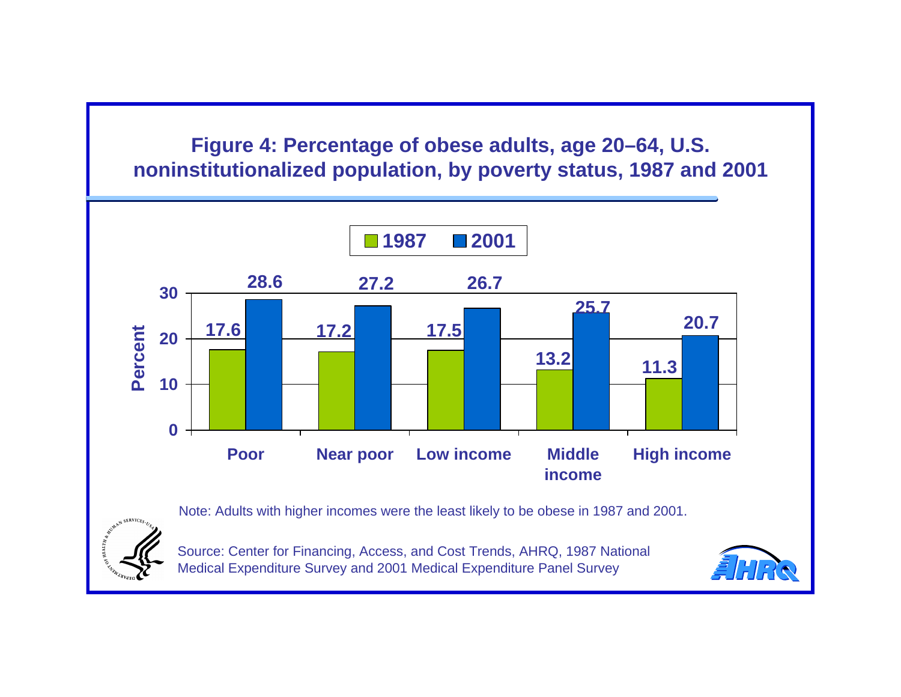## Figure 4: Percentage of obese adults, age 20–64, U.S. noninstitutionalized population, by poverty status, 1987 and 2001

| Poverty status | 1987 | 2001 |
|---|---|---|
| Poor | 17.6 | 28.6 |
| Near poor | 17.2 | 27.2 |
| Low income | 17.5 | 26.7 |
| Middle income | 13.2 | 25.7 |
| High income | 11.3 | 20.7 |

Note: Adults with higher incomes were the least likely to be obese in 1987 and 2001.

Source: Center for Financing, Access, and Cost Trends, AHRQ, 1987 National Medical Expenditure Survey and 2001 Medical Expenditure Panel Survey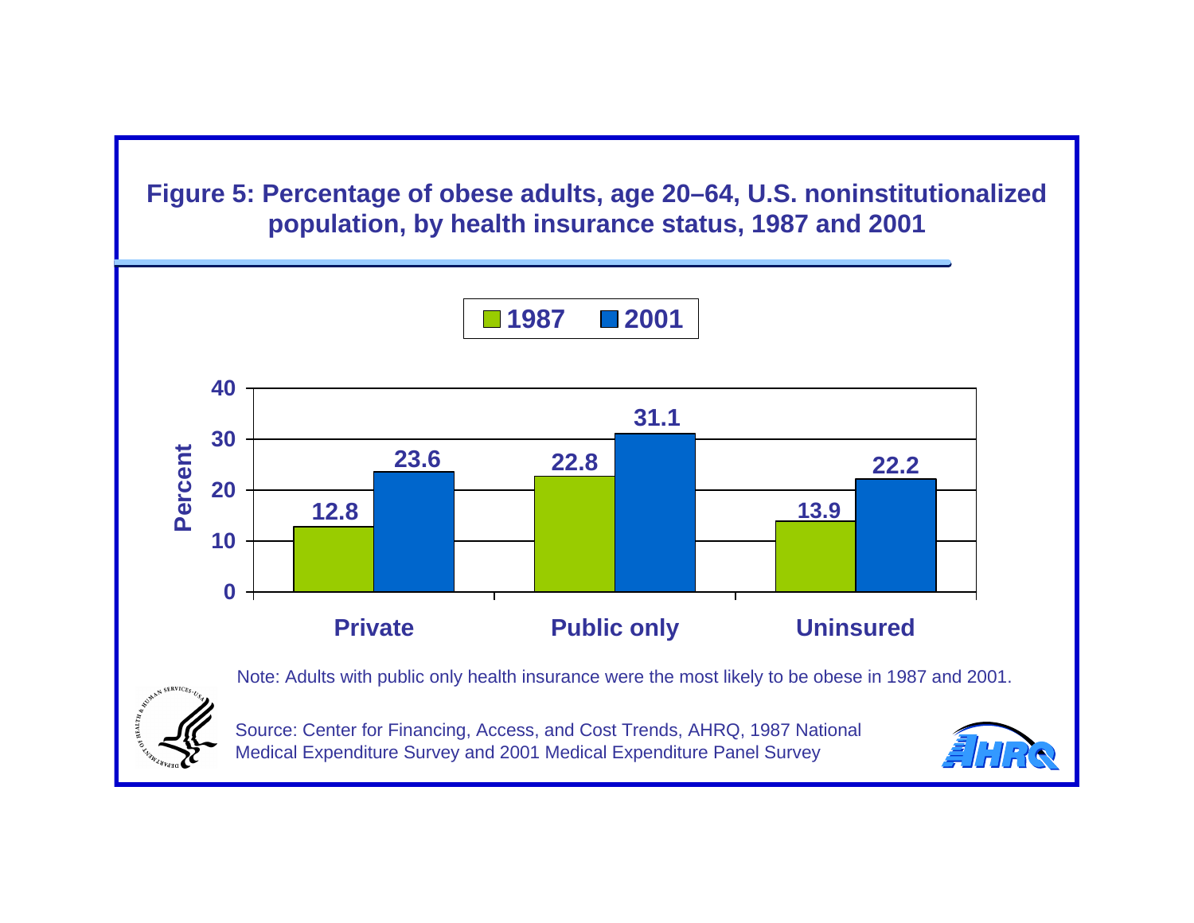**Figure 5: Percentage of obese adults, age 20–64, U.S. noninstitutionalized population, by health insurance status, 1987 and 2001**

1987
2001

40
30
20
10
0

Percent

12.8
23.6
22.8
31.1
13.9
22.2

Private
Public only
Uninsured

Note: Adults with public only health insurance were the most likely to be obese in 1987 and 2001.

Source: Center for Financing, Access, and Cost Trends, AHRQ, 1987 National Medical Expenditure Survey and 2001 Medical Expenditure Panel Survey